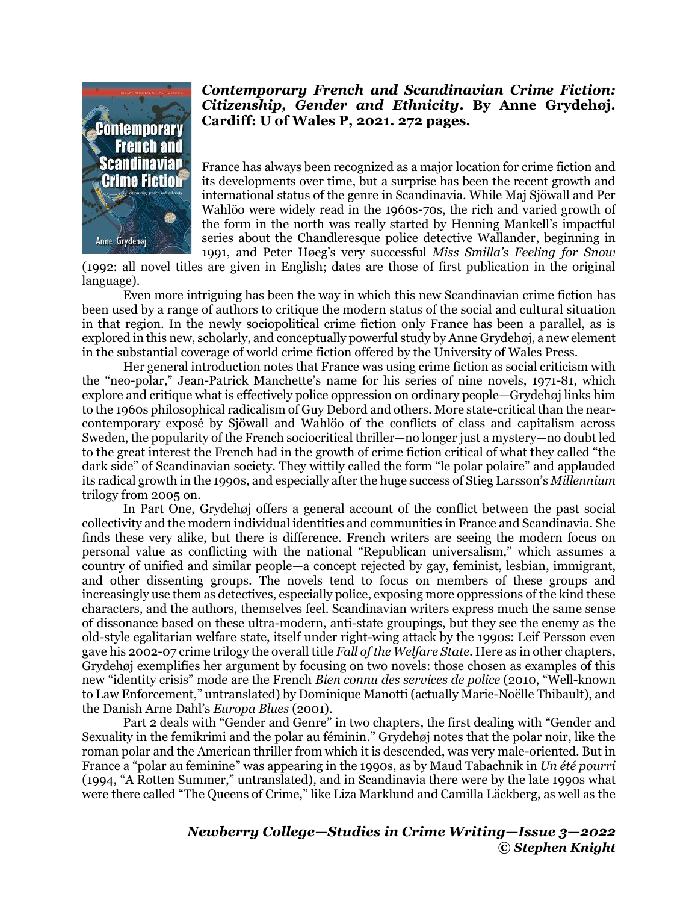***Contemporary French and Scandinavian Crime Fiction: Citizenship, Gender and Ethnicity*. By Anne Grydehøj. Cardiff: U of Wales P, 2021. 272 pages.**

France has always been recognized as a major location for crime fiction and its developments over time, but a surprise has been the recent growth and international status of the genre in Scandinavia. While Maj Sjöwall and Per Wahlöo were widely read in the 1960s-70s, the rich and varied growth of the form in the north was really started by Henning Mankell's impactful series about the Chandleresque police detective Wallander, beginning in 1991, and Peter Høeg's very successful *Miss Smilla's Feeling for Snow* (1992: all novel titles are given in English; dates are those of first publication in the original language).

Even more intriguing has been the way in which this new Scandinavian crime fiction has been used by a range of authors to critique the modern status of the social and cultural situation in that region. In the newly sociopolitical crime fiction only France has been a parallel, as is explored in this new, scholarly, and conceptually powerful study by Anne Grydehøj, a new element in the substantial coverage of world crime fiction offered by the University of Wales Press.

Her general introduction notes that France was using crime fiction as social criticism with the "neo-polar," Jean-Patrick Manchette's name for his series of nine novels, 1971-81, which explore and critique what is effectively police oppression on ordinary people—Grydehøj links him to the 1960s philosophical radicalism of Guy Debord and others. More state-critical than the near-contemporary exposé by Sjöwall and Wahlöo of the conflicts of class and capitalism across Sweden, the popularity of the French sociocritical thriller—no longer just a mystery—no doubt led to the great interest the French had in the growth of crime fiction critical of what they called "the dark side" of Scandinavian society. They wittily called the form "le polar polaire" and applauded its radical growth in the 1990s, and especially after the huge success of Stieg Larsson's *Millennium* trilogy from 2005 on.

In Part One, Grydehøj offers a general account of the conflict between the past social collectivity and the modern individual identities and communities in France and Scandinavia. She finds these very alike, but there is difference. French writers are seeing the modern focus on personal value as conflicting with the national "Republican universalism," which assumes a country of unified and similar people—a concept rejected by gay, feminist, lesbian, immigrant, and other dissenting groups. The novels tend to focus on members of these groups and increasingly use them as detectives, especially police, exposing more oppressions of the kind these characters, and the authors, themselves feel. Scandinavian writers express much the same sense of dissonance based on these ultra-modern, anti-state groupings, but they see the enemy as the old-style egalitarian welfare state, itself under right-wing attack by the 1990s: Leif Persson even gave his 2002-07 crime trilogy the overall title *Fall of the Welfare State*. Here as in other chapters, Grydehøj exemplifies her argument by focusing on two novels: those chosen as examples of this new "identity crisis" mode are the French *Bien connu des services de police* (2010, "Well-known to Law Enforcement," untranslated) by Dominique Manotti (actually Marie-Noëlle Thibault), and the Danish Arne Dahl's *Europa Blues* (2001).

Part 2 deals with "Gender and Genre" in two chapters, the first dealing with "Gender and Sexuality in the femikrimi and the polar au féminin." Grydehøj notes that the polar noir, like the roman polar and the American thriller from which it is descended, was very male-oriented. But in France a "polar au feminine" was appearing in the 1990s, as by Maud Tabachnik in *Un été pourri* (1994, "A Rotten Summer," untranslated), and in Scandinavia there were by the late 1990s what were there called "The Queens of Crime," like Liza Marklund and Camilla Läckberg, as well as the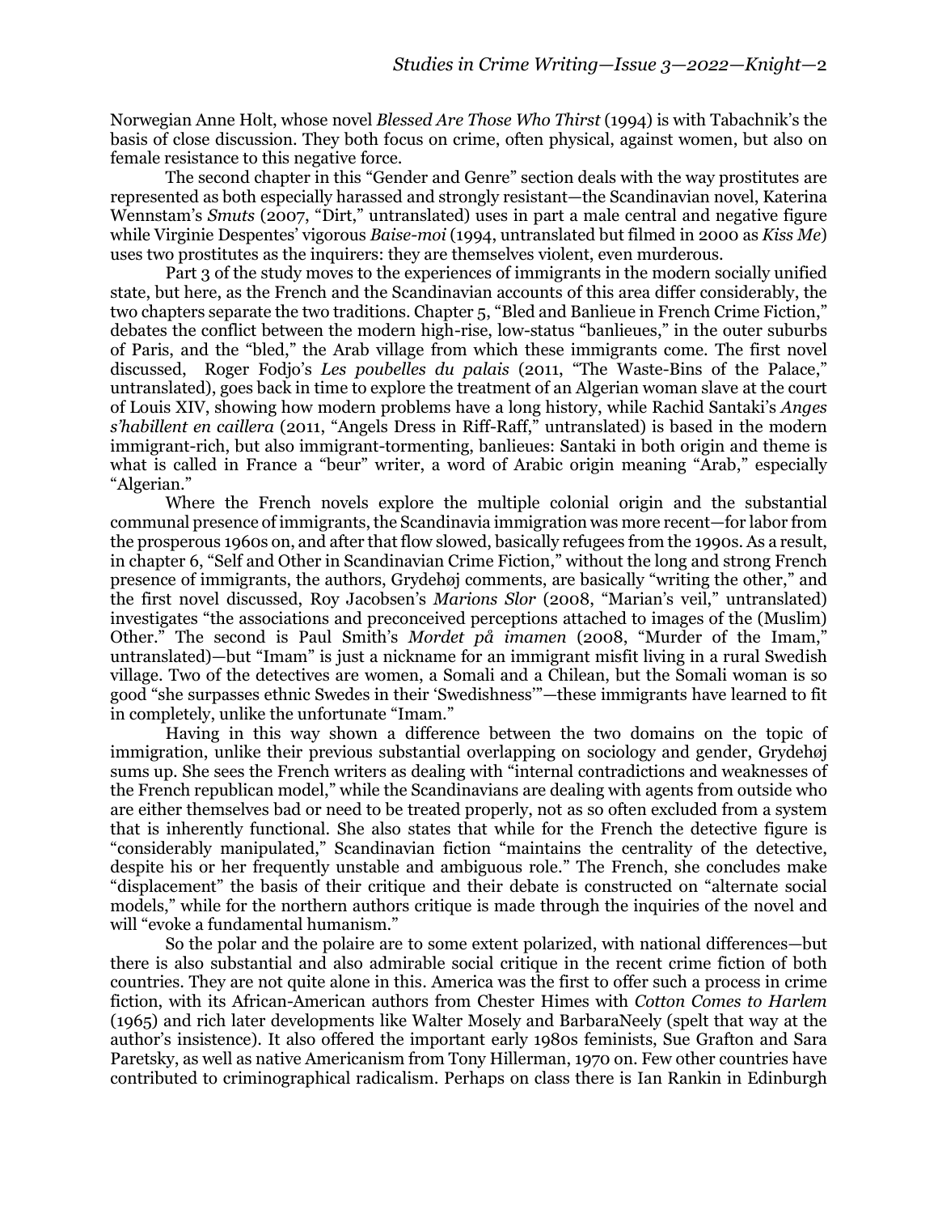Norwegian Anne Holt, whose novel *Blessed Are Those Who Thirst* (1994) is with Tabachnik's the basis of close discussion. They both focus on crime, often physical, against women, but also on female resistance to this negative force.

The second chapter in this "Gender and Genre" section deals with the way prostitutes are represented as both especially harassed and strongly resistant—the Scandinavian novel, Katerina Wennstam's *Smuts* (2007, "Dirt," untranslated) uses in part a male central and negative figure while Virginie Despentes' vigorous *Baise-moi* (1994, untranslated but filmed in 2000 as *Kiss Me*) uses two prostitutes as the inquirers: they are themselves violent, even murderous.

Part 3 of the study moves to the experiences of immigrants in the modern socially unified state, but here, as the French and the Scandinavian accounts of this area differ considerably, the two chapters separate the two traditions. Chapter 5, "Bled and Banlieue in French Crime Fiction," debates the conflict between the modern high-rise, low-status "banlieues," in the outer suburbs of Paris, and the "bled," the Arab village from which these immigrants come. The first novel discussed, Roger Fodjo's *Les poubelles du palais* (2011, "The Waste-Bins of the Palace," untranslated), goes back in time to explore the treatment of an Algerian woman slave at the court of Louis XIV, showing how modern problems have a long history, while Rachid Santaki's *Anges s'habillent en caillera* (2011, "Angels Dress in Riff-Raff," untranslated) is based in the modern immigrant-rich, but also immigrant-tormenting, banlieues: Santaki in both origin and theme is what is called in France a "beur" writer, a word of Arabic origin meaning "Arab," especially "Algerian."

Where the French novels explore the multiple colonial origin and the substantial communal presence of immigrants, the Scandinavia immigration was more recent—for labor from the prosperous 1960s on, and after that flow slowed, basically refugees from the 1990s. As a result, in chapter 6, "Self and Other in Scandinavian Crime Fiction," without the long and strong French presence of immigrants, the authors, Grydehøj comments, are basically "writing the other," and the first novel discussed, Roy Jacobsen's *Marions Slor* (2008, "Marian's veil," untranslated) investigates "the associations and preconceived perceptions attached to images of the (Muslim) Other." The second is Paul Smith's *Mordet på imamen* (2008, "Murder of the Imam," untranslated)—but "Imam" is just a nickname for an immigrant misfit living in a rural Swedish village. Two of the detectives are women, a Somali and a Chilean, but the Somali woman is so good "she surpasses ethnic Swedes in their 'Swedishness'"—these immigrants have learned to fit in completely, unlike the unfortunate "Imam."

Having in this way shown a difference between the two domains on the topic of immigration, unlike their previous substantial overlapping on sociology and gender, Grydehøj sums up. She sees the French writers as dealing with "internal contradictions and weaknesses of the French republican model," while the Scandinavians are dealing with agents from outside who are either themselves bad or need to be treated properly, not as so often excluded from a system that is inherently functional. She also states that while for the French the detective figure is "considerably manipulated," Scandinavian fiction "maintains the centrality of the detective, despite his or her frequently unstable and ambiguous role." The French, she concludes make "displacement" the basis of their critique and their debate is constructed on "alternate social models," while for the northern authors critique is made through the inquiries of the novel and will "evoke a fundamental humanism."

So the polar and the polaire are to some extent polarized, with national differences—but there is also substantial and also admirable social critique in the recent crime fiction of both countries. They are not quite alone in this. America was the first to offer such a process in crime fiction, with its African-American authors from Chester Himes with *Cotton Comes to Harlem* (1965) and rich later developments like Walter Mosely and BarbaraNeely (spelt that way at the author's insistence). It also offered the important early 1980s feminists, Sue Grafton and Sara Paretsky, as well as native Americanism from Tony Hillerman, 1970 on. Few other countries have contributed to criminographical radicalism. Perhaps on class there is Ian Rankin in Edinburgh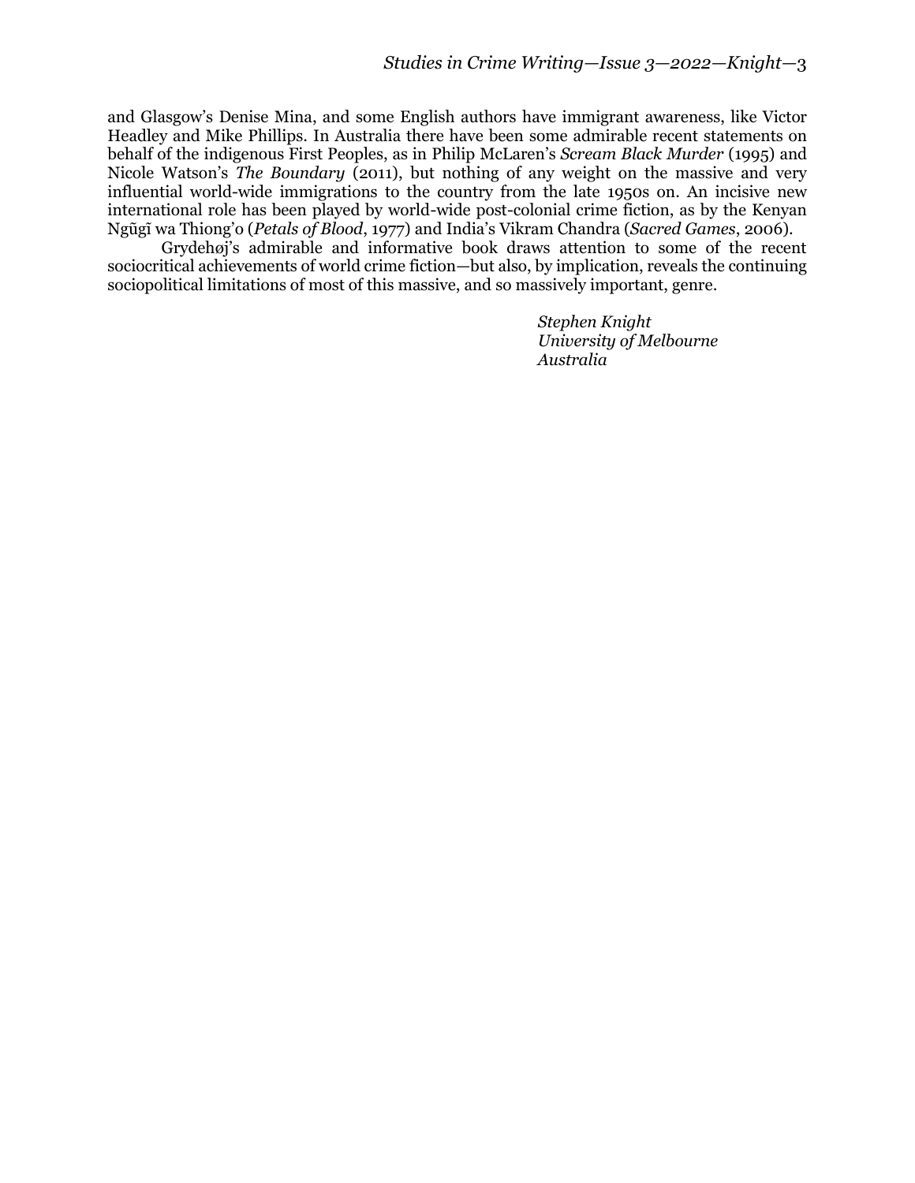and Glasgow's Denise Mina, and some English authors have immigrant awareness, like Victor Headley and Mike Phillips. In Australia there have been some admirable recent statements on behalf of the indigenous First Peoples, as in Philip McLaren's *Scream Black Murder* (1995) and Nicole Watson's *The Boundary* (2011), but nothing of any weight on the massive and very influential world-wide immigrations to the country from the late 1950s on. An incisive new international role has been played by world-wide post-colonial crime fiction, as by the Kenyan Ngũgĩ wa Thiong'o (*Petals of Blood*, 1977) and India's Vikram Chandra (*Sacred Games*, 2006).

Grydehøj's admirable and informative book draws attention to some of the recent sociocritical achievements of world crime fiction—but also, by implication, reveals the continuing sociopolitical limitations of most of this massive, and so massively important, genre.

*Stephen Knight*
*University of Melbourne*
*Australia*